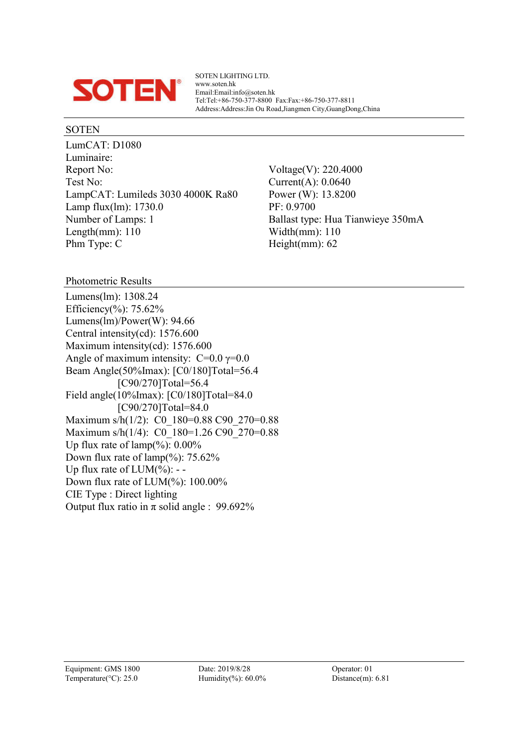**SOTEN**

SOTEN LIGHTING LTD.
www.soten.hk
Email:Email:info@soten.hk
Tel:Tel:+86-750-377-8800 Fax:Fax:+86-750-377-8811
Address:Address:Jin Ou Road,Jiangmen City,GuangDong,China

## SOTEN

| | |
|---|---|
| LumCAT: D1080 | |
| Luminaire: | |
| Report No: | Voltage(V): 220.4000 |
| Test No: | Current(A): 0.0640 |
| LampCAT: Lumileds 3030 4000K Ra80 | Power (W): 13.8200 |
| Lamp flux(lm): 1730.0 | PF: 0.9700 |
| Number of Lamps: 1 | Ballast type: Hua Tianwieye 350mA |
| Length(mm): 110 | Width(mm): 110 |
| Phm Type: C | Height(mm): 62 |

## Photometric Results

Lumens(lm): 1308.24
Efficiency(%): 75.62%
Lumens(lm)/Power(W): 94.66
Central intensity(cd): 1576.600
Maximum intensity(cd): 1576.600
Angle of maximum intensity: C=0.0 γ=0.0
Beam Angle(50%Imax): [C0/180]Total=56.4
[C90/270]Total=56.4
Field angle(10%Imax): [C0/180]Total=84.0
[C90/270]Total=84.0
Maximum s/h(1/2): C0_180=0.88 C90_270=0.88
Maximum s/h(1/4): C0_180=1.26 C90_270=0.88
Up flux rate of lamp(%): 0.00%
Down flux rate of lamp(%): 75.62%
Up flux rate of LUM(%): - -
Down flux rate of LUM(%): 100.00%
CIE Type : Direct lighting
Output flux ratio in π solid angle : 99.692%

| | | |
|---|---|---|
| Equipment: GMS 1800 | Date: 2019/8/28 | Operator: 01 |
| Temperature(°C): 25.0 | Humidity(%): 60.0% | Distance(m): 6.81 |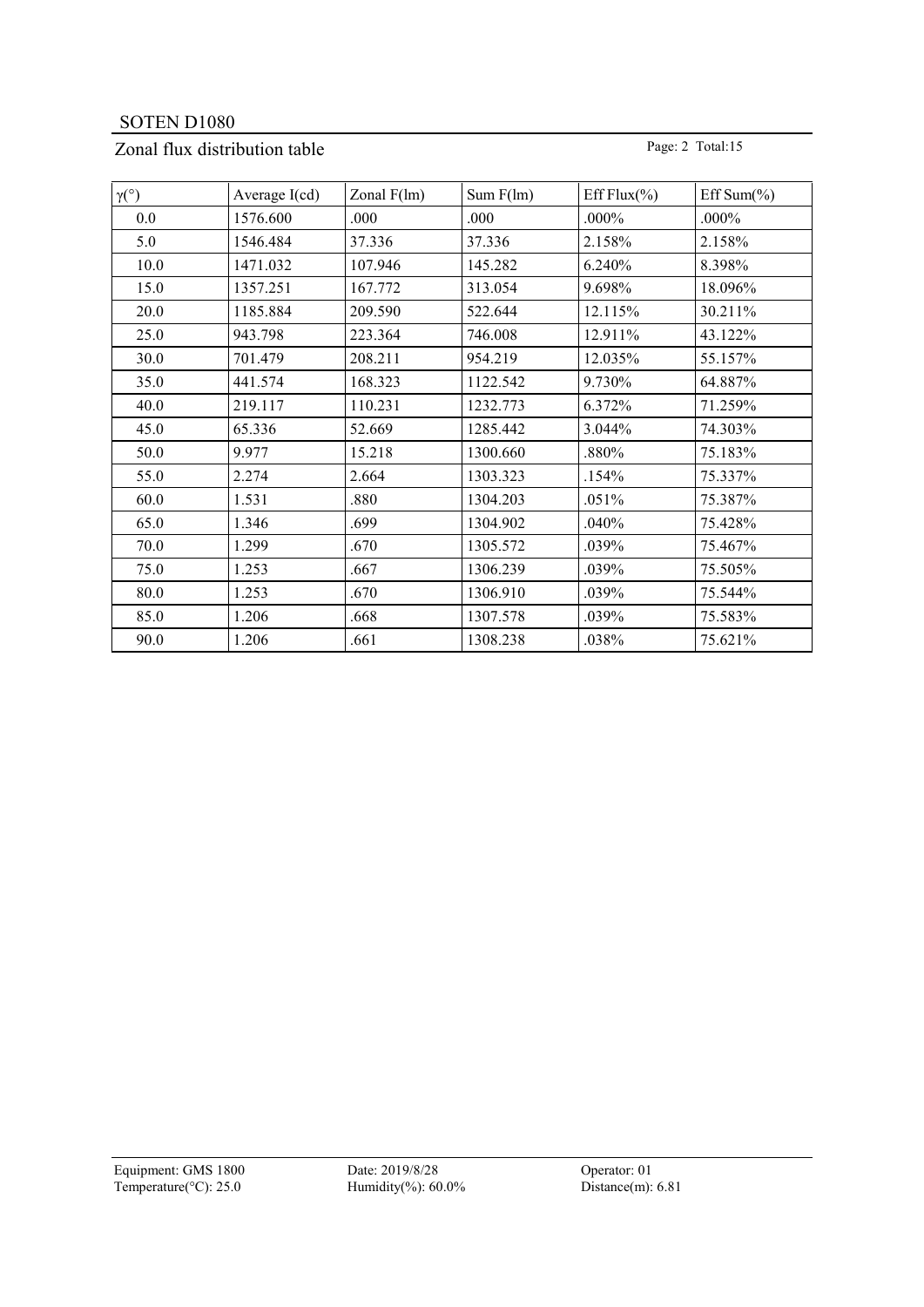SOTEN D1080

## Zonal flux distribution table

| γ(°) | Average I(cd) | Zonal F(lm) | Sum F(lm) | Eff Flux(%) | Eff Sum(%) |
|---|---|---|---|---|---|
| 0.0 | 1576.600 | .000 | .000 | .000% | .000% |
| 5.0 | 1546.484 | 37.336 | 37.336 | 2.158% | 2.158% |
| 10.0 | 1471.032 | 107.946 | 145.282 | 6.240% | 8.398% |
| 15.0 | 1357.251 | 167.772 | 313.054 | 9.698% | 18.096% |
| 20.0 | 1185.884 | 209.590 | 522.644 | 12.115% | 30.211% |
| 25.0 | 943.798 | 223.364 | 746.008 | 12.911% | 43.122% |
| 30.0 | 701.479 | 208.211 | 954.219 | 12.035% | 55.157% |
| 35.0 | 441.574 | 168.323 | 1122.542 | 9.730% | 64.887% |
| 40.0 | 219.117 | 110.231 | 1232.773 | 6.372% | 71.259% |
| 45.0 | 65.336 | 52.669 | 1285.442 | 3.044% | 74.303% |
| 50.0 | 9.977 | 15.218 | 1300.660 | .880% | 75.183% |
| 55.0 | 2.274 | 2.664 | 1303.323 | .154% | 75.337% |
| 60.0 | 1.531 | .880 | 1304.203 | .051% | 75.387% |
| 65.0 | 1.346 | .699 | 1304.902 | .040% | 75.428% |
| 70.0 | 1.299 | .670 | 1305.572 | .039% | 75.467% |
| 75.0 | 1.253 | .667 | 1306.239 | .039% | 75.505% |
| 80.0 | 1.253 | .670 | 1306.910 | .039% | 75.544% |
| 85.0 | 1.206 | .668 | 1307.578 | .039% | 75.583% |
| 90.0 | 1.206 | .661 | 1308.238 | .038% | 75.621% |

Equipment: GMS 1800
Temperature(°C): 25.0

Date: 2019/8/28
Humidity(%): 60.0%

Operator: 01
Distance(m): 6.81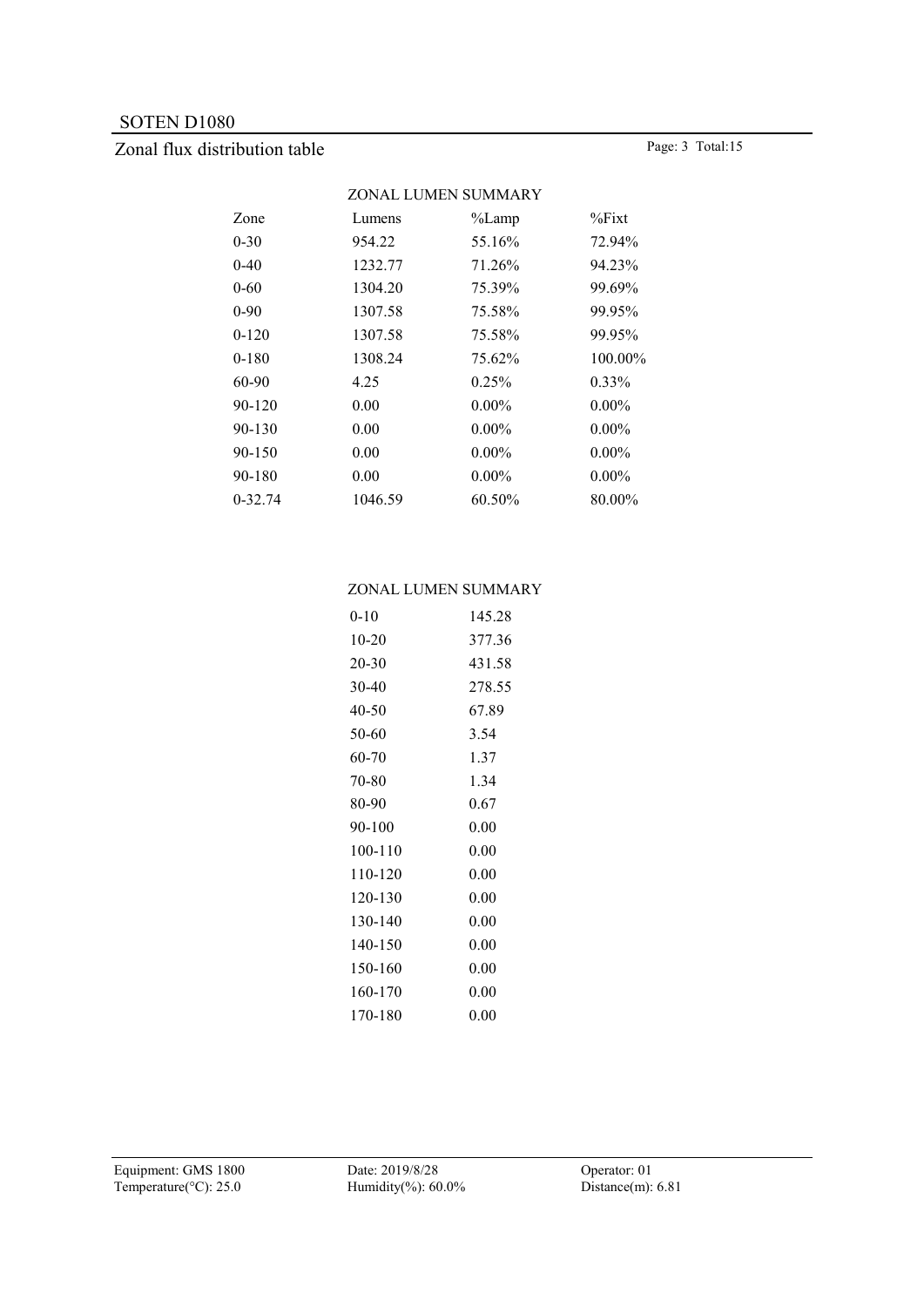# SOTEN D1080

## Zonal flux distribution table

ZONAL LUMEN SUMMARY

| Zone | Lumens | %Lamp | %Fixt |
|---|---|---|---|
| 0-30 | 954.22 | 55.16% | 72.94% |
| 0-40 | 1232.77 | 71.26% | 94.23% |
| 0-60 | 1304.20 | 75.39% | 99.69% |
| 0-90 | 1307.58 | 75.58% | 99.95% |
| 0-120 | 1307.58 | 75.58% | 99.95% |
| 0-180 | 1308.24 | 75.62% | 100.00% |
| 60-90 | 4.25 | 0.25% | 0.33% |
| 90-120 | 0.00 | 0.00% | 0.00% |
| 90-130 | 0.00 | 0.00% | 0.00% |
| 90-150 | 0.00 | 0.00% | 0.00% |
| 90-180 | 0.00 | 0.00% | 0.00% |
| 0-32.74 | 1046.59 | 60.50% | 80.00% |

ZONAL LUMEN SUMMARY

| Zone | Lumens |
|---|---|
| 0-10 | 145.28 |
| 10-20 | 377.36 |
| 20-30 | 431.58 |
| 30-40 | 278.55 |
| 40-50 | 67.89 |
| 50-60 | 3.54 |
| 60-70 | 1.37 |
| 70-80 | 1.34 |
| 80-90 | 0.67 |
| 90-100 | 0.00 |
| 100-110 | 0.00 |
| 110-120 | 0.00 |
| 120-130 | 0.00 |
| 130-140 | 0.00 |
| 140-150 | 0.00 |
| 150-160 | 0.00 |
| 160-170 | 0.00 |
| 170-180 | 0.00 |

Equipment: GMS 1800 Date: 2019/8/28 Operator: 01
Temperature(°C): 25.0 Humidity(%): 60.0% Distance(m): 6.81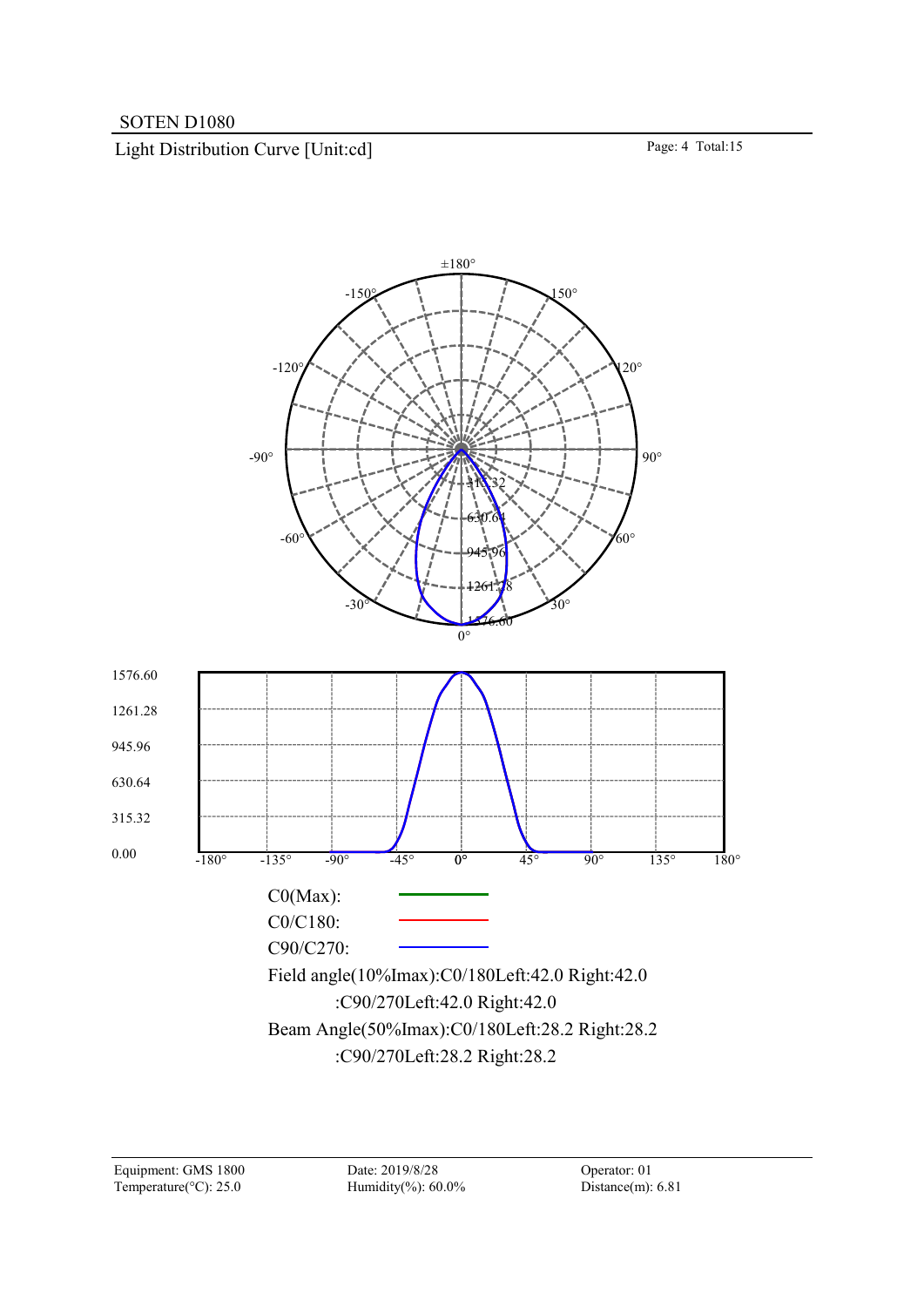SOTEN D1080

## Light Distribution Curve [Unit:cd]

C0(Max):

C0/C180:

C90/C270:

Field angle(10%Imax):C0/180Left:42.0 Right:42.0

:C90/270Left:42.0 Right:42.0

Beam Angle(50%Imax):C0/180Left:28.2 Right:28.2

:C90/270Left:28.2 Right:28.2

| Equipment: GMS 1800 | Date: 2019/8/28 | Operator: 01 |
|---|---|---|
| Temperature(°C): 25.0 | Humidity(%): 60.0% | Distance(m): 6.81 |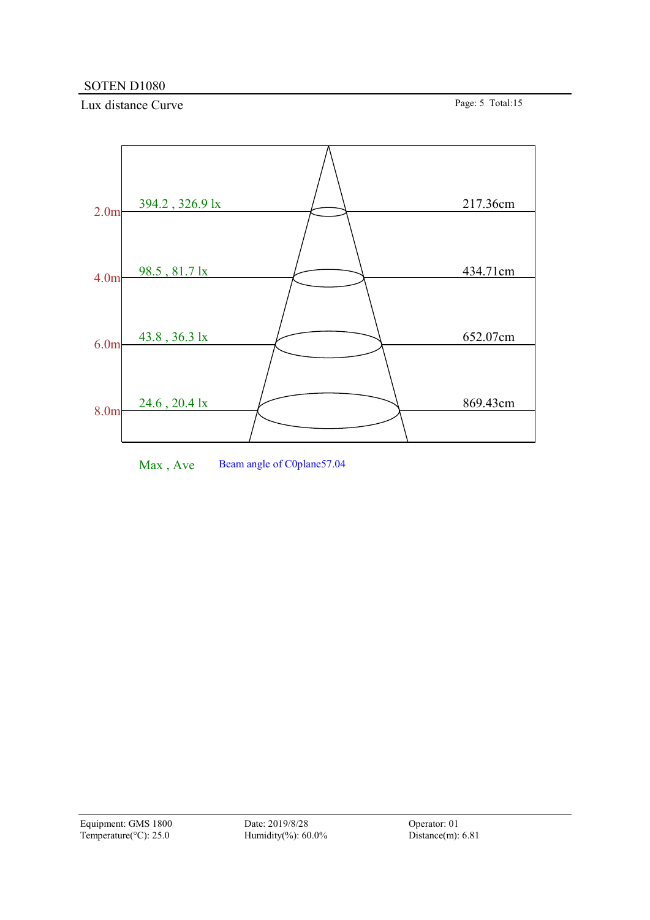SOTEN D1080

## Lux distance Curve

| Distance | Max , Ave | Diameter |
|---|---|---|
| 2.0m | 394.2 , 326.9 lx | 217.36cm |
| 4.0m | 98.5 , 81.7 lx | 434.71cm |
| 6.0m | 43.8 , 36.3 lx | 652.07cm |
| 8.0m | 24.6 , 20.4 lx | 869.43cm |

Max , Ave    Beam angle of C0plane57.04

Equipment: GMS 1800
Temperature(°C): 25.0

Date: 2019/8/28
Humidity(%): 60.0%

Operator: 01
Distance(m): 6.81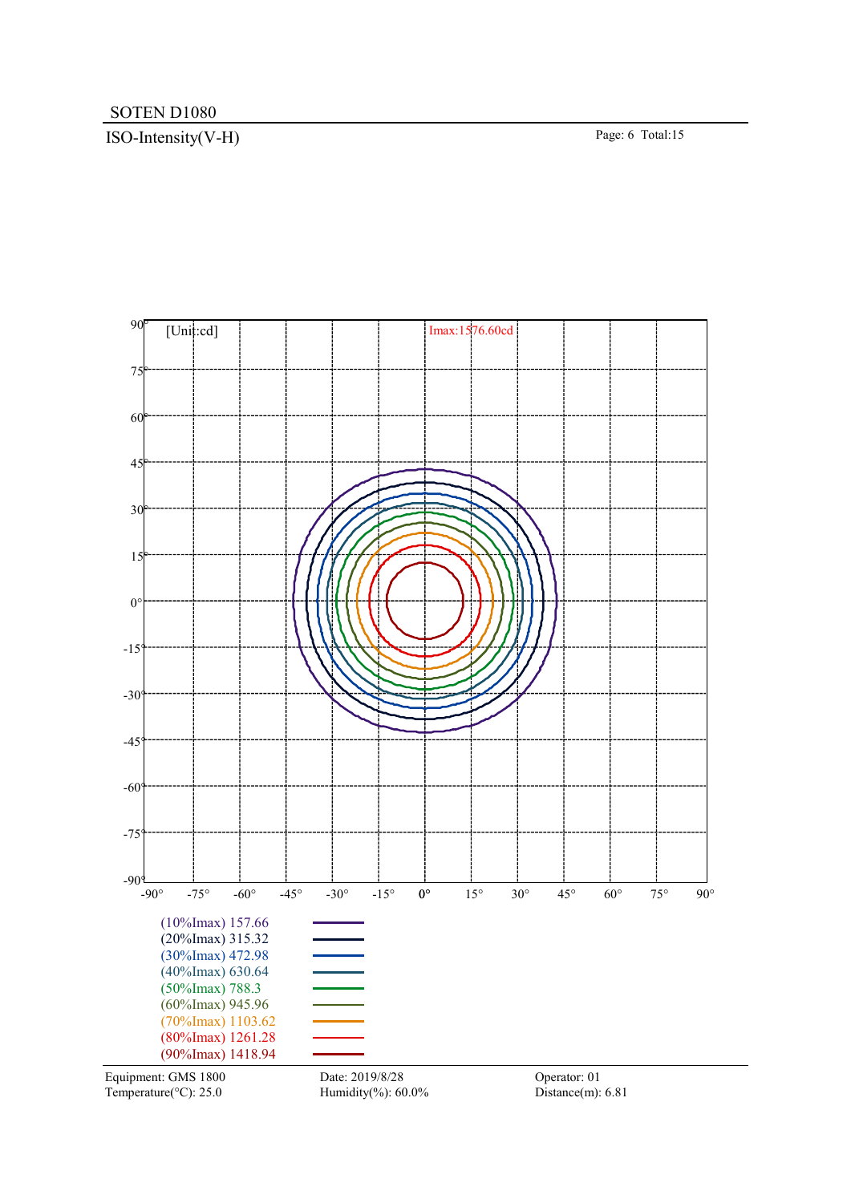SOTEN D1080

## ISO-Intensity(V-H)

[Unit:cd]

Imax:1576.60cd

| Level | Value |
|---|---|
| (10%Imax) | 157.66 |
| (20%Imax) | 315.32 |
| (30%Imax) | 472.98 |
| (40%Imax) | 630.64 |
| (50%Imax) | 788.3 |
| (60%Imax) | 945.96 |
| (70%Imax) | 1103.62 |
| (80%Imax) | 1261.28 |
| (90%Imax) | 1418.94 |

Equipment: GMS 1800
Temperature(°C): 25.0

Date: 2019/8/28
Humidity(%): 60.0%

Operator: 01
Distance(m): 6.81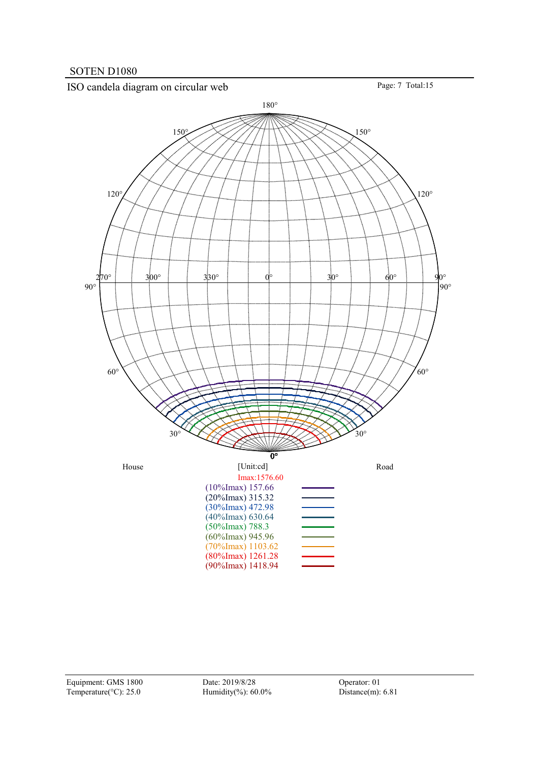SOTEN D1080

## ISO candela diagram on circular web

180°

150° 150°

120° 120°

270° 300° 330° 0° 30° 60° 90°

90° 90°

60° 60°

30° 30°

0°

House [Unit:cd] Road

Imax:1576.60

(10%Imax) 157.66

(20%Imax) 315.32

(30%Imax) 472.98

(40%Imax) 630.64

(50%Imax) 788.3

(60%Imax) 945.96

(70%Imax) 1103.62

(80%Imax) 1261.28

(90%Imax) 1418.94

| Equipment: GMS 1800 | Date: 2019/8/28 | Operator: 01 |
|---|---|---|
| Temperature(°C): 25.0 | Humidity(%): 60.0% | Distance(m): 6.81 |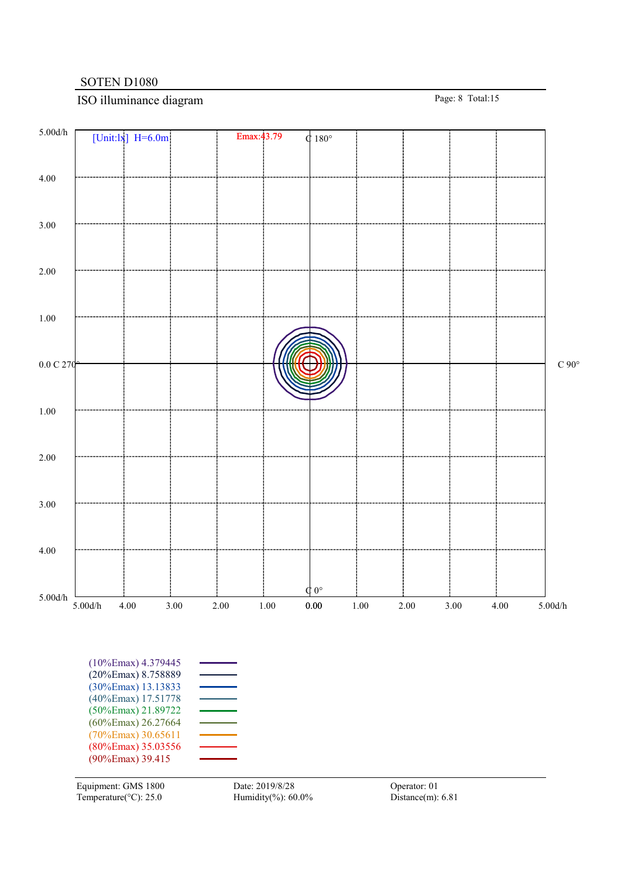SOTEN D1080

## ISO illuminance diagram

[Unit:lx] H=6.0m

Emax:43.79

C 180°

C 90°

0.0 C 270°

C 0°

5.00d/h, 4.00, 3.00, 2.00, 1.00, 0.00, 1.00, 2.00, 3.00, 4.00, 5.00d/h

| Level | Value |
|---|---|
| (10%Emax) | 4.379445 |
| (20%Emax) | 8.758889 |
| (30%Emax) | 13.13833 |
| (40%Emax) | 17.51778 |
| (50%Emax) | 21.89722 |
| (60%Emax) | 26.27664 |
| (70%Emax) | 30.65611 |
| (80%Emax) | 35.03556 |
| (90%Emax) | 39.415 |

Equipment: GMS 1800
Temperature(°C): 25.0

Date: 2019/8/28
Humidity(%): 60.0%

Operator: 01
Distance(m): 6.81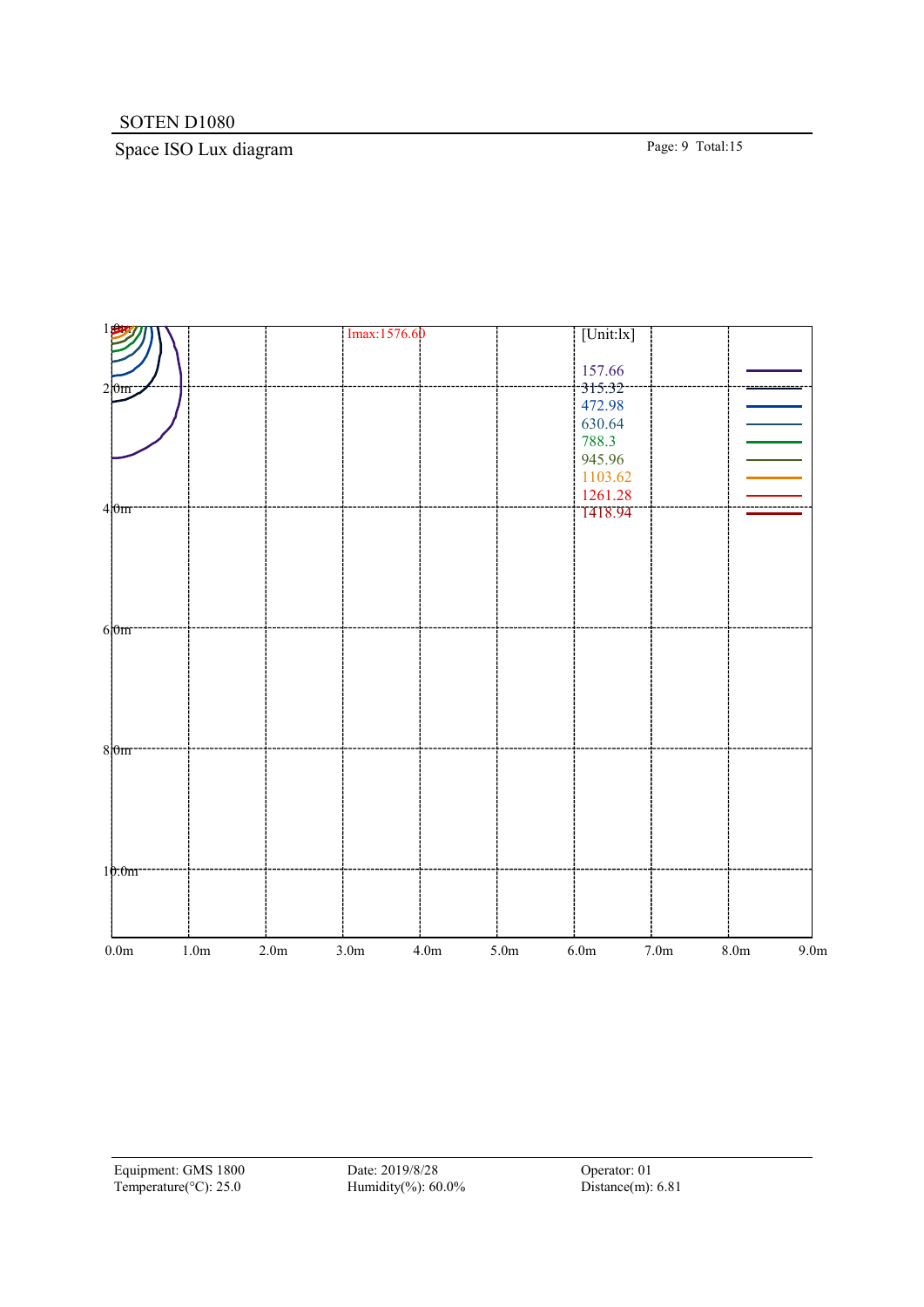SOTEN D1080

## Space ISO Lux diagram

Imax:1576.60

[Unit:lx]

| Value |
|---|
| 157.66 |
| 315.32 |
| 472.98 |
| 630.64 |
| 788.3 |
| 945.96 |
| 1103.62 |
| 1261.28 |
| 1418.94 |

Y axis: 1.0m, 2.0m, 4.0m, 6.0m, 8.0m, 10.0m

X axis: 0.0m, 1.0m, 2.0m, 3.0m, 4.0m, 5.0m, 6.0m, 7.0m, 8.0m, 9.0m

Equipment: GMS 1800
Temperature(°C): 25.0

Date: 2019/8/28
Humidity(%): 60.0%

Operator: 01
Distance(m): 6.81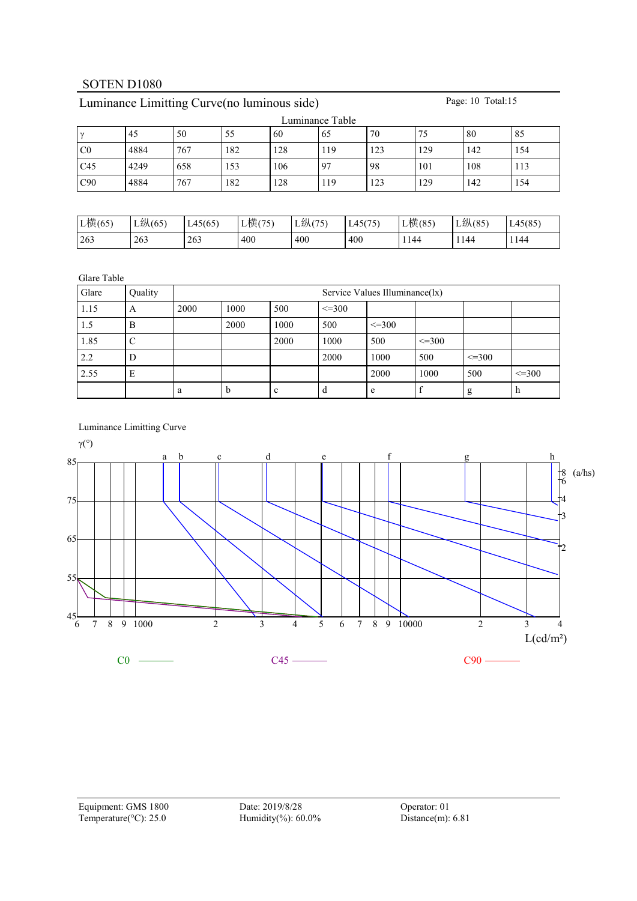SOTEN D1080

## Luminance Limitting Curve(no luminous side)

Luminance Table

| γ | 45 | 50 | 55 | 60 | 65 | 70 | 75 | 80 | 85 |
|---|---|---|---|---|---|---|---|---|---|
| C0 | 4884 | 767 | 182 | 128 | 119 | 123 | 129 | 142 | 154 |
| C45 | 4249 | 658 | 153 | 106 | 97 | 98 | 101 | 108 | 113 |
| C90 | 4884 | 767 | 182 | 128 | 119 | 123 | 129 | 142 | 154 |

| L横(65) | L纵(65) | L45(65) | L横(75) | L纵(75) | L45(75) | L横(85) | L纵(85) | L45(85) |
|---|---|---|---|---|---|---|---|---|
| 263 | 263 | 263 | 400 | 400 | 400 | 1144 | 1144 | 1144 |

Glare Table

| Glare | Quality | Service Values Illuminance(lx) | | | | | | | |
|---|---|---|---|---|---|---|---|---|---|
| 1.15 | A | 2000 | 1000 | 500 | <=300 | | | | |
| 1.5 | B | | 2000 | 1000 | 500 | <=300 | | | |
| 1.85 | C | | | 2000 | 1000 | 500 | <=300 | | |
| 2.2 | D | | | | 2000 | 1000 | 500 | <=300 | |
| 2.55 | E | | | | | 2000 | 1000 | 500 | <=300 |
| | | a | b | c | d | e | f | g | h |

Luminance Limitting Curve

γ(°)

L(cd/m²)

C0 ——— C45 ——— C90 ———

Equipment: GMS 1800
Temperature(°C): 25.0

Date: 2019/8/28
Humidity(%): 60.0%

Operator: 01
Distance(m): 6.81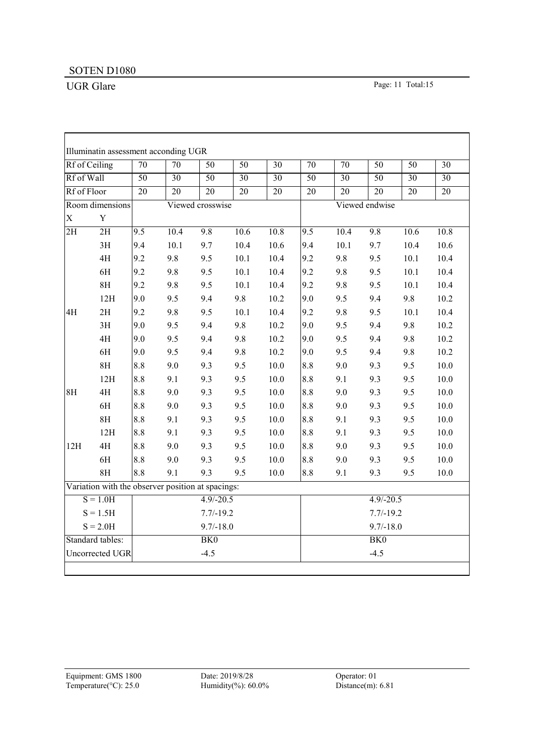SOTEN D1080

UGR Glare

| Illuminatin assessment acconding UGR | | | | | | | | | | | |
|---|---|---|---|---|---|---|---|---|---|---|---|
| Rf of Ceiling | | 70 | 70 | 50 | 50 | 30 | 70 | 70 | 50 | 50 | 30 |
| Rf of Wall | | 50 | 30 | 50 | 30 | 30 | 50 | 30 | 50 | 30 | 30 |
| Rf of Floor | | 20 | 20 | 20 | 20 | 20 | 20 | 20 | 20 | 20 | 20 |
| Room dimensions | | Viewed crosswise | | | | | Viewed endwise | | | | |
| X | Y | | | | | | | | | | |
| 2H | 2H | 9.5 | 10.4 | 9.8 | 10.6 | 10.8 | 9.5 | 10.4 | 9.8 | 10.6 | 10.8 |
| | 3H | 9.4 | 10.1 | 9.7 | 10.4 | 10.6 | 9.4 | 10.1 | 9.7 | 10.4 | 10.6 |
| | 4H | 9.2 | 9.8 | 9.5 | 10.1 | 10.4 | 9.2 | 9.8 | 9.5 | 10.1 | 10.4 |
| | 6H | 9.2 | 9.8 | 9.5 | 10.1 | 10.4 | 9.2 | 9.8 | 9.5 | 10.1 | 10.4 |
| | 8H | 9.2 | 9.8 | 9.5 | 10.1 | 10.4 | 9.2 | 9.8 | 9.5 | 10.1 | 10.4 |
| | 12H | 9.0 | 9.5 | 9.4 | 9.8 | 10.2 | 9.0 | 9.5 | 9.4 | 9.8 | 10.2 |
| 4H | 2H | 9.2 | 9.8 | 9.5 | 10.1 | 10.4 | 9.2 | 9.8 | 9.5 | 10.1 | 10.4 |
| | 3H | 9.0 | 9.5 | 9.4 | 9.8 | 10.2 | 9.0 | 9.5 | 9.4 | 9.8 | 10.2 |
| | 4H | 9.0 | 9.5 | 9.4 | 9.8 | 10.2 | 9.0 | 9.5 | 9.4 | 9.8 | 10.2 |
| | 6H | 9.0 | 9.5 | 9.4 | 9.8 | 10.2 | 9.0 | 9.5 | 9.4 | 9.8 | 10.2 |
| | 8H | 8.8 | 9.0 | 9.3 | 9.5 | 10.0 | 8.8 | 9.0 | 9.3 | 9.5 | 10.0 |
| | 12H | 8.8 | 9.1 | 9.3 | 9.5 | 10.0 | 8.8 | 9.1 | 9.3 | 9.5 | 10.0 |
| 8H | 4H | 8.8 | 9.0 | 9.3 | 9.5 | 10.0 | 8.8 | 9.0 | 9.3 | 9.5 | 10.0 |
| | 6H | 8.8 | 9.0 | 9.3 | 9.5 | 10.0 | 8.8 | 9.0 | 9.3 | 9.5 | 10.0 |
| | 8H | 8.8 | 9.1 | 9.3 | 9.5 | 10.0 | 8.8 | 9.1 | 9.3 | 9.5 | 10.0 |
| | 12H | 8.8 | 9.1 | 9.3 | 9.5 | 10.0 | 8.8 | 9.1 | 9.3 | 9.5 | 10.0 |
| 12H | 4H | 8.8 | 9.0 | 9.3 | 9.5 | 10.0 | 8.8 | 9.0 | 9.3 | 9.5 | 10.0 |
| | 6H | 8.8 | 9.0 | 9.3 | 9.5 | 10.0 | 8.8 | 9.0 | 9.3 | 9.5 | 10.0 |
| | 8H | 8.8 | 9.1 | 9.3 | 9.5 | 10.0 | 8.8 | 9.1 | 9.3 | 9.5 | 10.0 |
| Variation with the observer position at spacings: | | | | | | | | | | | |
| S = 1.0H | | 4.9/-20.5 | | | | | 4.9/-20.5 | | | | |
| S = 1.5H | | 7.7/-19.2 | | | | | 7.7/-19.2 | | | | |
| S = 2.0H | | 9.7/-18.0 | | | | | 9.7/-18.0 | | | | |
| Standard tables: | | BK0 | | | | | BK0 | | | | |
| Uncorrected UGR | | -4.5 | | | | | -4.5 | | | | |

Equipment: GMS 1800
Temperature(°C): 25.0

Date: 2019/8/28
Humidity(%): 60.0%

Operator: 01
Distance(m): 6.81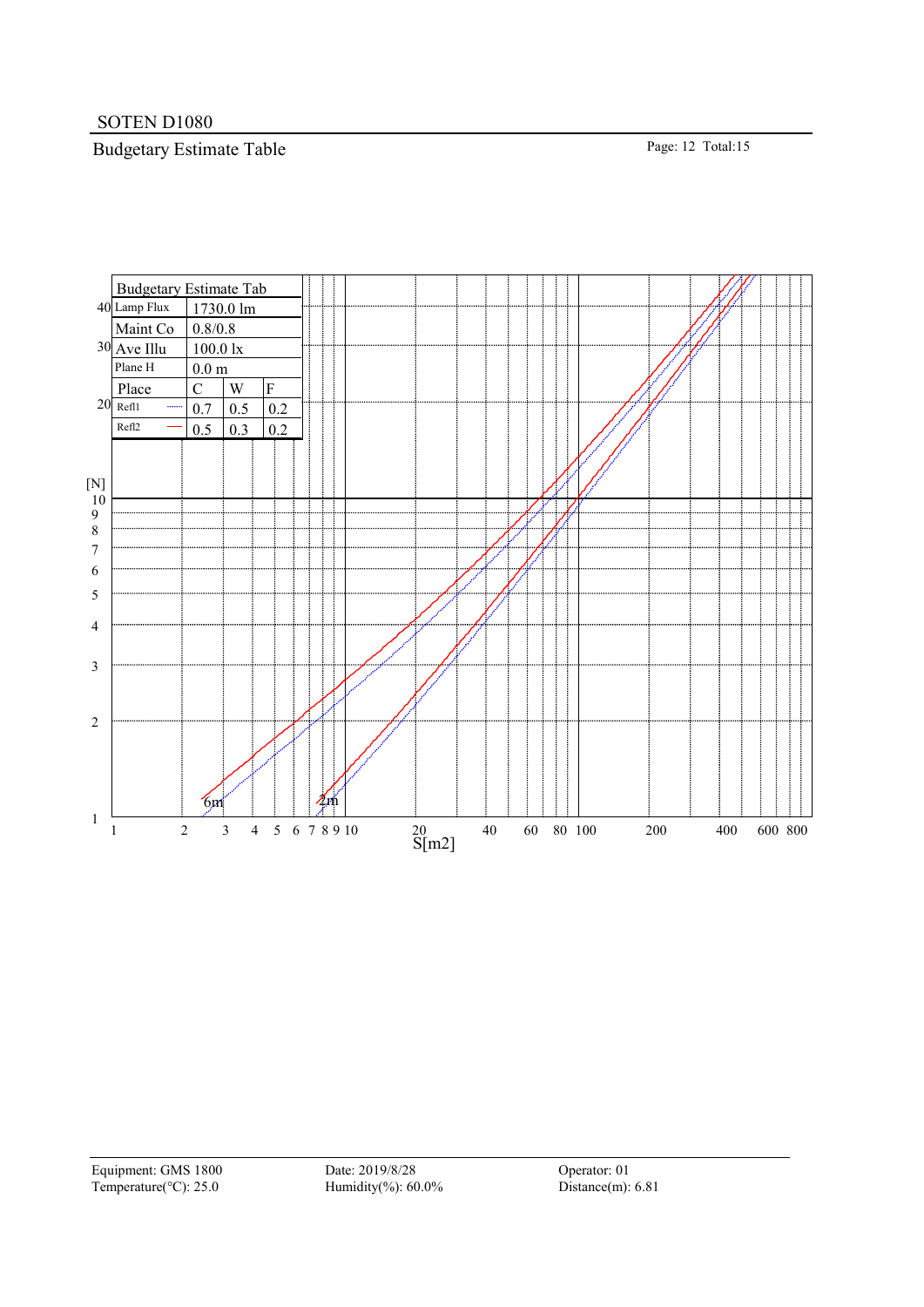SOTEN D1080

## Budgetary Estimate Table

| Budgetary Estimate Tab | | | |
|---|---|---|---|
| Lamp Flux | 1730.0 lm | | |
| Maint Co | 0.8/0.8 | | |
| Ave Illu | 100.0 lx | | |
| Plane H | 0.0 m | | |
| Place | C | W | F |
| Refl1 (dotted) | 0.7 | 0.5 | 0.2 |
| Refl2 (solid) | 0.5 | 0.3 | 0.2 |

[N] vs S[m2] — curves labeled 6m and 2m

Equipment: GMS 1800
Temperature(℃): 25.0
Date: 2019/8/28
Humidity(%): 60.0%
Operator: 01
Distance(m): 6.81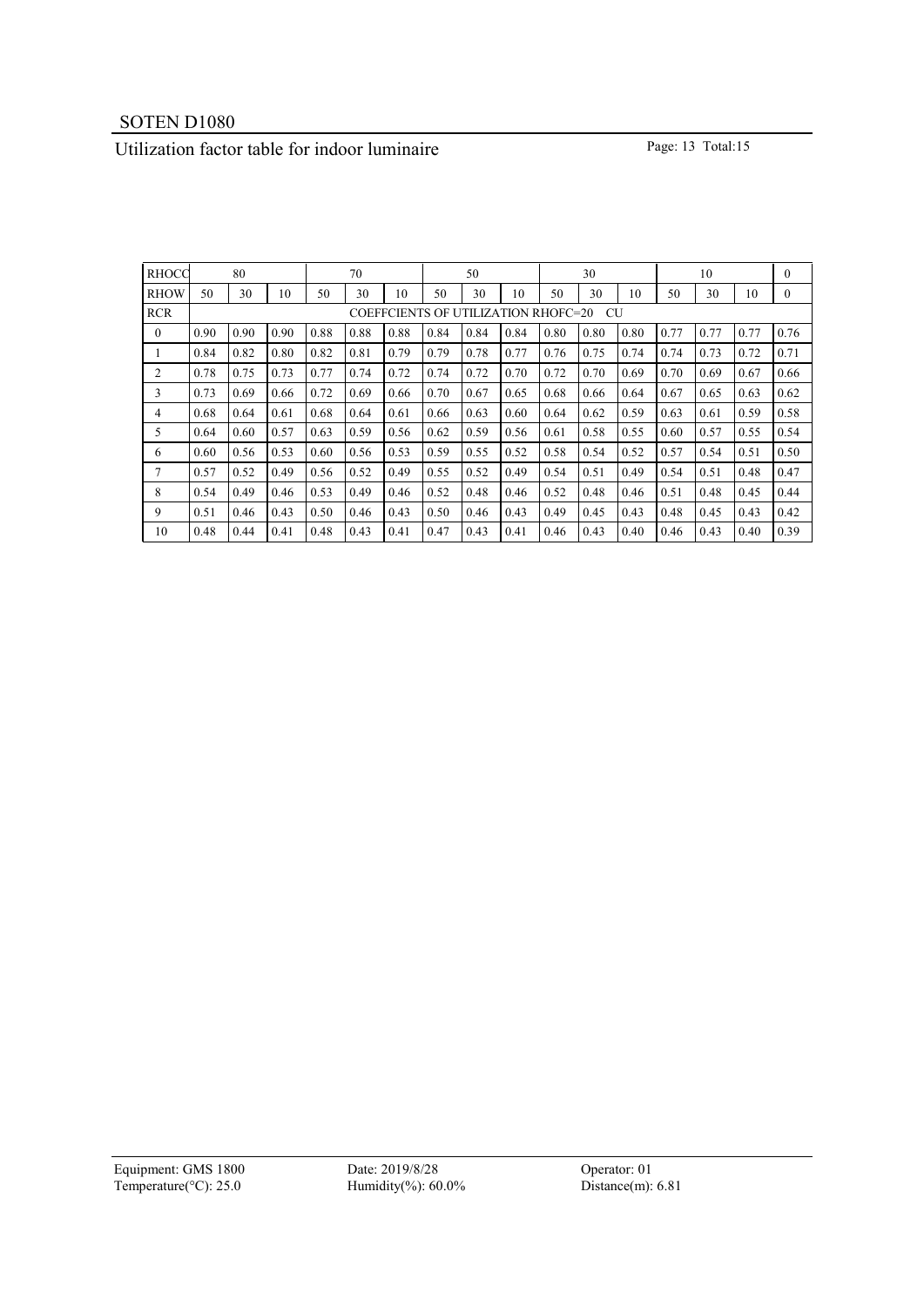# SOTEN D1080

## Utilization factor table for indoor luminaire

| RHOCC | 80 | | | 70 | | | 50 | | | 30 | | | 10 | | | 0 |
|---|---|---|---|---|---|---|---|---|---|---|---|---|---|---|---|---|
| RHOW | 50 | 30 | 10 | 50 | 30 | 10 | 50 | 30 | 10 | 50 | 30 | 10 | 50 | 30 | 10 | 0 |
| RCR | COEFFCIENTS OF UTILIZATION RHOFC=20 CU | | | | | | | | | | | | | | | |
| 0 | 0.90 | 0.90 | 0.90 | 0.88 | 0.88 | 0.88 | 0.84 | 0.84 | 0.84 | 0.80 | 0.80 | 0.80 | 0.77 | 0.77 | 0.77 | 0.76 |
| 1 | 0.84 | 0.82 | 0.80 | 0.82 | 0.81 | 0.79 | 0.79 | 0.78 | 0.77 | 0.76 | 0.75 | 0.74 | 0.74 | 0.73 | 0.72 | 0.71 |
| 2 | 0.78 | 0.75 | 0.73 | 0.77 | 0.74 | 0.72 | 0.74 | 0.72 | 0.70 | 0.72 | 0.70 | 0.69 | 0.70 | 0.69 | 0.67 | 0.66 |
| 3 | 0.73 | 0.69 | 0.66 | 0.72 | 0.69 | 0.66 | 0.70 | 0.67 | 0.65 | 0.68 | 0.66 | 0.64 | 0.67 | 0.65 | 0.63 | 0.62 |
| 4 | 0.68 | 0.64 | 0.61 | 0.68 | 0.64 | 0.61 | 0.66 | 0.63 | 0.60 | 0.64 | 0.62 | 0.59 | 0.63 | 0.61 | 0.59 | 0.58 |
| 5 | 0.64 | 0.60 | 0.57 | 0.63 | 0.59 | 0.56 | 0.62 | 0.59 | 0.56 | 0.61 | 0.58 | 0.55 | 0.60 | 0.57 | 0.55 | 0.54 |
| 6 | 0.60 | 0.56 | 0.53 | 0.60 | 0.56 | 0.53 | 0.59 | 0.55 | 0.52 | 0.58 | 0.54 | 0.52 | 0.57 | 0.54 | 0.51 | 0.50 |
| 7 | 0.57 | 0.52 | 0.49 | 0.56 | 0.52 | 0.49 | 0.55 | 0.52 | 0.49 | 0.54 | 0.51 | 0.49 | 0.54 | 0.51 | 0.48 | 0.47 |
| 8 | 0.54 | 0.49 | 0.46 | 0.53 | 0.49 | 0.46 | 0.52 | 0.48 | 0.46 | 0.52 | 0.48 | 0.46 | 0.51 | 0.48 | 0.45 | 0.44 |
| 9 | 0.51 | 0.46 | 0.43 | 0.50 | 0.46 | 0.43 | 0.50 | 0.46 | 0.43 | 0.49 | 0.45 | 0.43 | 0.48 | 0.45 | 0.43 | 0.42 |
| 10 | 0.48 | 0.44 | 0.41 | 0.48 | 0.43 | 0.41 | 0.47 | 0.43 | 0.41 | 0.46 | 0.43 | 0.40 | 0.46 | 0.43 | 0.40 | 0.39 |

Equipment: GMS 1800　　Date: 2019/8/28　　Operator: 01
Temperature(°C): 25.0　　Humidity(%): 60.0%　　Distance(m): 6.81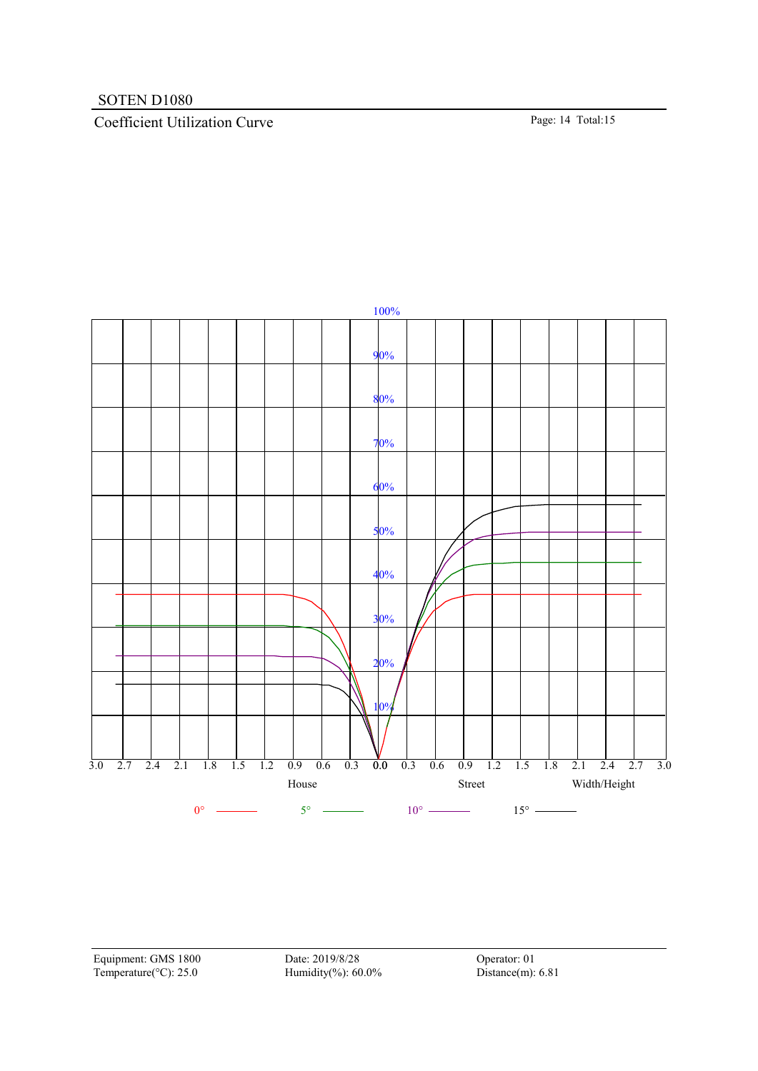SOTEN D1080

## Coefficient Utilization Curve

100%

90%

80%

70%

60%

50%

40%

30%

20%

10%

3.0 2.7 2.4 2.1 1.8 1.5 1.2 0.9 0.6 0.3 0.0 0.3 0.6 0.9 1.2 1.5 1.8 2.1 2.4 2.7 3.0

House Street Width/Height

0° 5° 10° 15°

Equipment: GMS 1800
Temperature(°C): 25.0

Date: 2019/8/28
Humidity(%): 60.0%

Operator: 01
Distance(m): 6.81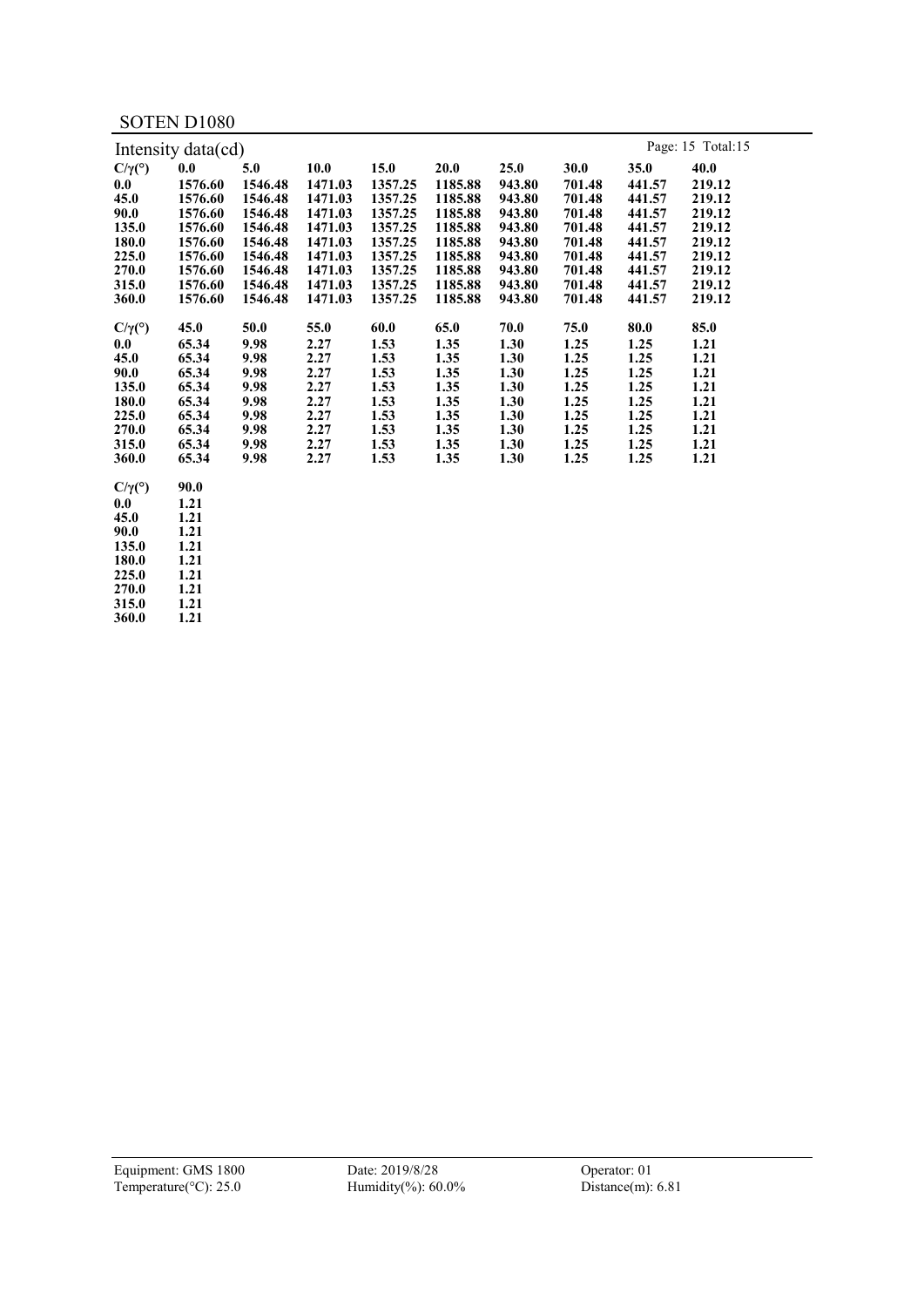SOTEN D1080

Intensity data(cd)

| C/γ(°) | 0.0 | 5.0 | 10.0 | 15.0 | 20.0 | 25.0 | 30.0 | 35.0 | 40.0 |
|---|---|---|---|---|---|---|---|---|---|
| 0.0 | 1576.60 | 1546.48 | 1471.03 | 1357.25 | 1185.88 | 943.80 | 701.48 | 441.57 | 219.12 |
| 45.0 | 1576.60 | 1546.48 | 1471.03 | 1357.25 | 1185.88 | 943.80 | 701.48 | 441.57 | 219.12 |
| 90.0 | 1576.60 | 1546.48 | 1471.03 | 1357.25 | 1185.88 | 943.80 | 701.48 | 441.57 | 219.12 |
| 135.0 | 1576.60 | 1546.48 | 1471.03 | 1357.25 | 1185.88 | 943.80 | 701.48 | 441.57 | 219.12 |
| 180.0 | 1576.60 | 1546.48 | 1471.03 | 1357.25 | 1185.88 | 943.80 | 701.48 | 441.57 | 219.12 |
| 225.0 | 1576.60 | 1546.48 | 1471.03 | 1357.25 | 1185.88 | 943.80 | 701.48 | 441.57 | 219.12 |
| 270.0 | 1576.60 | 1546.48 | 1471.03 | 1357.25 | 1185.88 | 943.80 | 701.48 | 441.57 | 219.12 |
| 315.0 | 1576.60 | 1546.48 | 1471.03 | 1357.25 | 1185.88 | 943.80 | 701.48 | 441.57 | 219.12 |
| 360.0 | 1576.60 | 1546.48 | 1471.03 | 1357.25 | 1185.88 | 943.80 | 701.48 | 441.57 | 219.12 |

| C/γ(°) | 45.0 | 50.0 | 55.0 | 60.0 | 65.0 | 70.0 | 75.0 | 80.0 | 85.0 |
|---|---|---|---|---|---|---|---|---|---|
| 0.0 | 65.34 | 9.98 | 2.27 | 1.53 | 1.35 | 1.30 | 1.25 | 1.25 | 1.21 |
| 45.0 | 65.34 | 9.98 | 2.27 | 1.53 | 1.35 | 1.30 | 1.25 | 1.25 | 1.21 |
| 90.0 | 65.34 | 9.98 | 2.27 | 1.53 | 1.35 | 1.30 | 1.25 | 1.25 | 1.21 |
| 135.0 | 65.34 | 9.98 | 2.27 | 1.53 | 1.35 | 1.30 | 1.25 | 1.25 | 1.21 |
| 180.0 | 65.34 | 9.98 | 2.27 | 1.53 | 1.35 | 1.30 | 1.25 | 1.25 | 1.21 |
| 225.0 | 65.34 | 9.98 | 2.27 | 1.53 | 1.35 | 1.30 | 1.25 | 1.25 | 1.21 |
| 270.0 | 65.34 | 9.98 | 2.27 | 1.53 | 1.35 | 1.30 | 1.25 | 1.25 | 1.21 |
| 315.0 | 65.34 | 9.98 | 2.27 | 1.53 | 1.35 | 1.30 | 1.25 | 1.25 | 1.21 |
| 360.0 | 65.34 | 9.98 | 2.27 | 1.53 | 1.35 | 1.30 | 1.25 | 1.25 | 1.21 |

| C/γ(°) | 90.0 |
|---|---|
| 0.0 | 1.21 |
| 45.0 | 1.21 |
| 90.0 | 1.21 |
| 135.0 | 1.21 |
| 180.0 | 1.21 |
| 225.0 | 1.21 |
| 270.0 | 1.21 |
| 315.0 | 1.21 |
| 360.0 | 1.21 |

Equipment: GMS 1800　　Date: 2019/8/28　　Operator: 01
Temperature(°C): 25.0　　Humidity(%): 60.0%　　Distance(m): 6.81